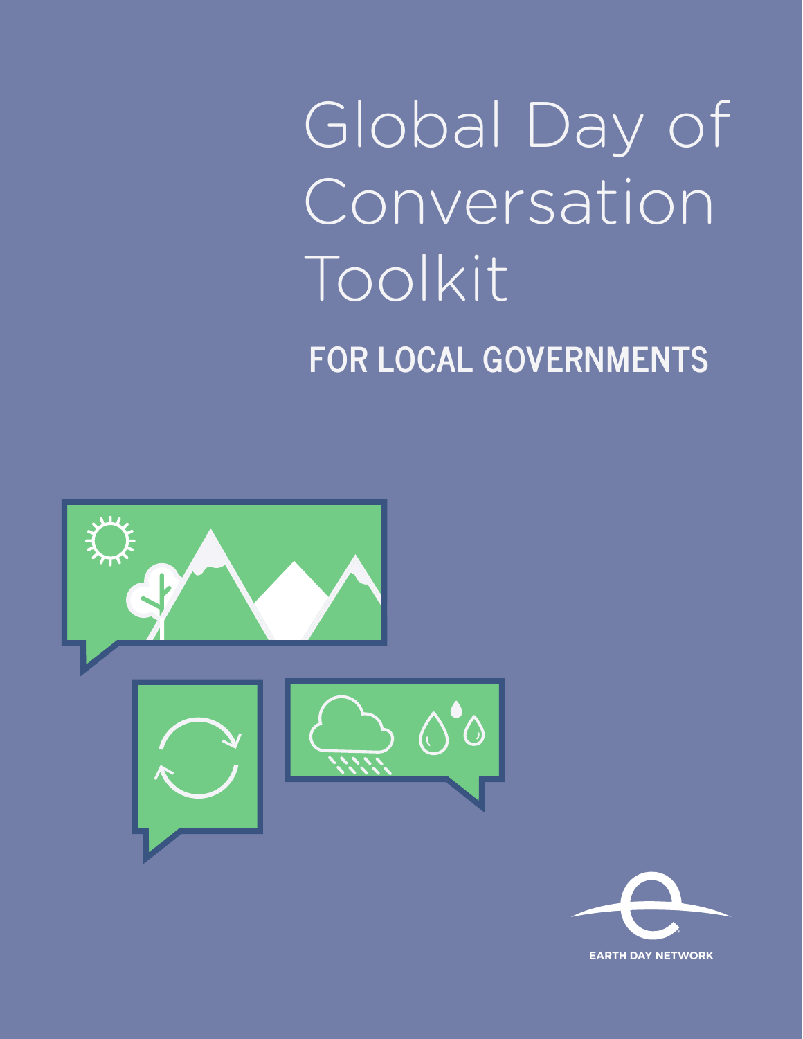# Global Day of Conversation Toolkit

## FOR LOCAL GOVERNMENTS

EARTH DAY NETWORK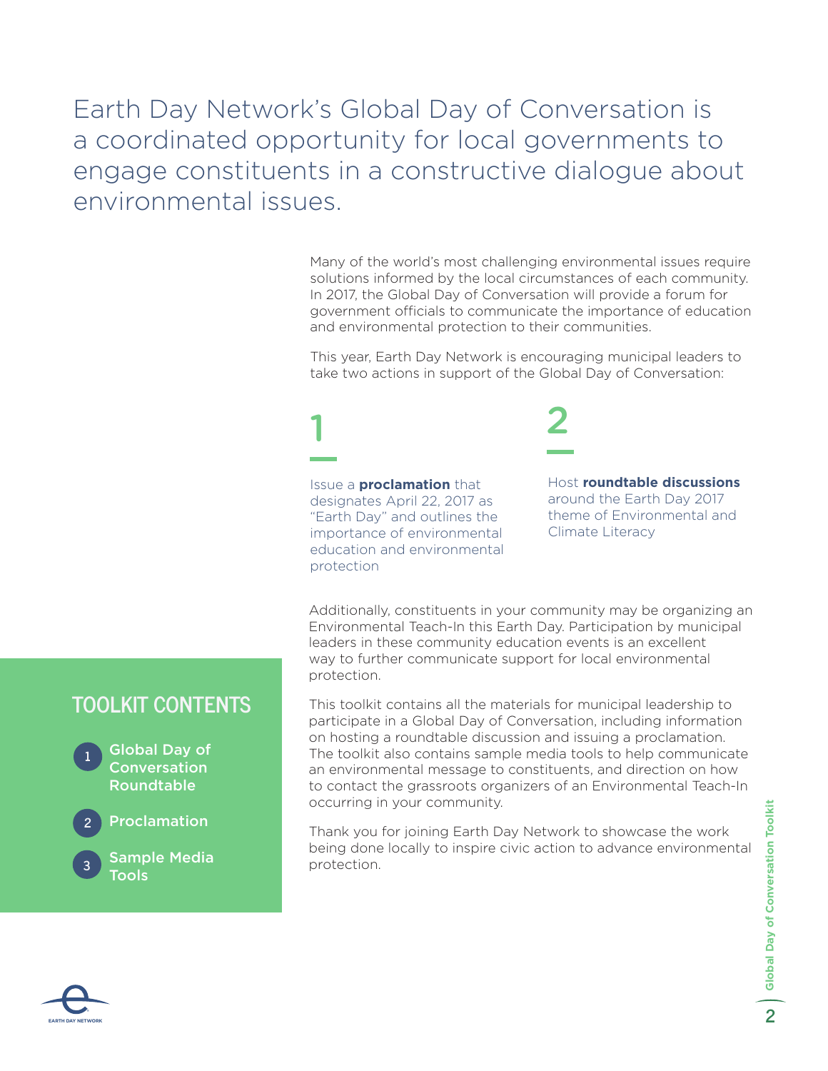# Earth Day Network's Global Day of Conversation is a coordinated opportunity for local governments to engage constituents in a constructive dialogue about environmental issues.

Many of the world's most challenging environmental issues require solutions informed by the local circumstances of each community. In 2017, the Global Day of Conversation will provide a forum for government officials to communicate the importance of education and environmental protection to their communities.

This year, Earth Day Network is encouraging municipal leaders to take two actions in support of the Global Day of Conversation:

**1**

Issue a **proclamation** that designates April 22, 2017 as "Earth Day" and outlines the importance of environmental education and environmental protection

**2**

Host **roundtable discussions** around the Earth Day 2017 theme of Environmental and Climate Literacy

Additionally, constituents in your community may be organizing an Environmental Teach-In this Earth Day. Participation by municipal leaders in these community education events is an excellent way to further communicate support for local environmental protection.

This toolkit contains all the materials for municipal leadership to participate in a Global Day of Conversation, including information on hosting a roundtable discussion and issuing a proclamation. The toolkit also contains sample media tools to help communicate an environmental message to constituents, and direction on how to contact the grassroots organizers of an Environmental Teach-In occurring in your community.

Thank you for joining Earth Day Network to showcase the work being done locally to inspire civic action to advance environmental protection.

## TOOLKIT CONTENTS

1. Global Day of Conversation Roundtable
2. Proclamation
3. Sample Media Tools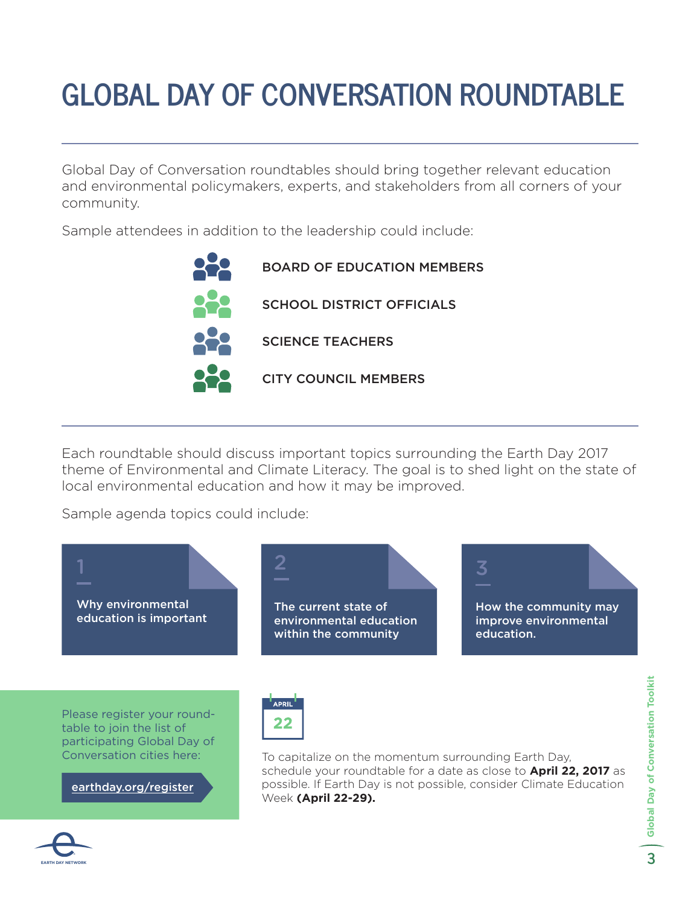# GLOBAL DAY OF CONVERSATION ROUNDTABLE

Global Day of Conversation roundtables should bring together relevant education and environmental policymakers, experts, and stakeholders from all corners of your community.

Sample attendees in addition to the leadership could include:

- BOARD OF EDUCATION MEMBERS
- SCHOOL DISTRICT OFFICIALS
- SCIENCE TEACHERS
- CITY COUNCIL MEMBERS

Each roundtable should discuss important topics surrounding the Earth Day 2017 theme of Environmental and Climate Literacy. The goal is to shed light on the state of local environmental education and how it may be improved.

Sample agenda topics could include:

1. Why environmental education is important
2. The current state of environmental education within the community
3. How the community may improve environmental education.

Please register your roundtable to join the list of participating Global Day of Conversation cities here:

earthday.org/register

APRIL 22

To capitalize on the momentum surrounding Earth Day, schedule your roundtable for a date as close to **April 22, 2017** as possible. If Earth Day is not possible, consider Climate Education Week **(April 22-29).**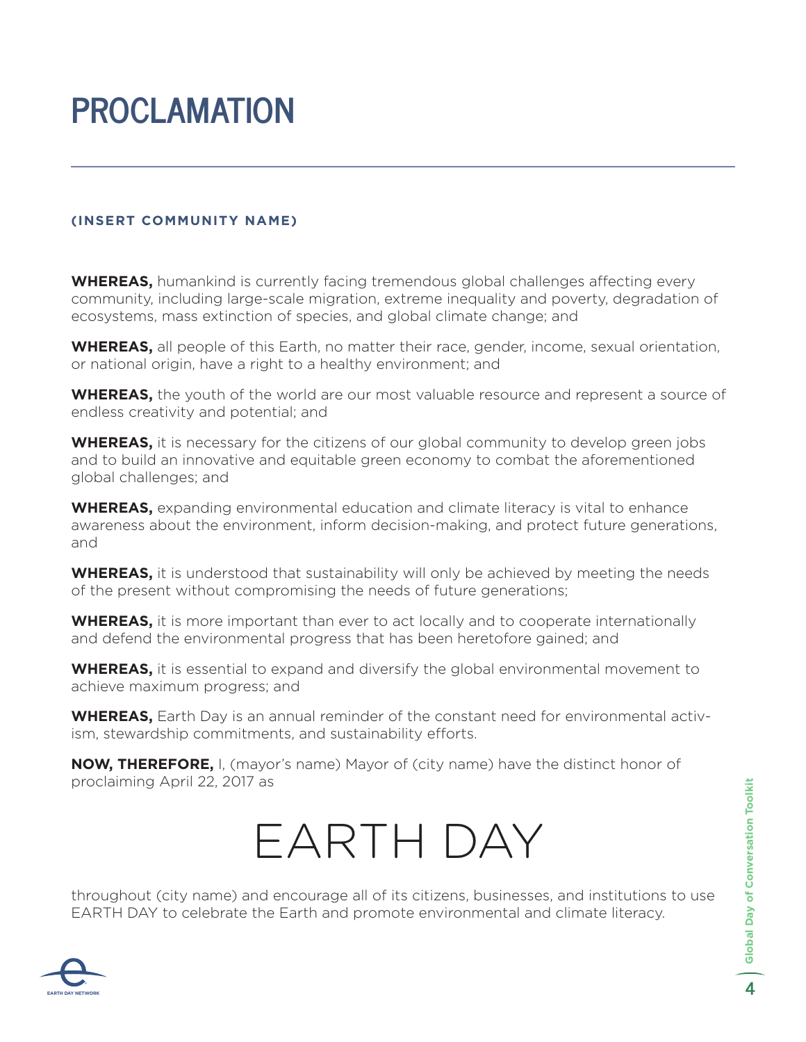# PROCLAMATION

**(INSERT COMMUNITY NAME)**

**WHEREAS,** humankind is currently facing tremendous global challenges affecting every community, including large-scale migration, extreme inequality and poverty, degradation of ecosystems, mass extinction of species, and global climate change; and

**WHEREAS,** all people of this Earth, no matter their race, gender, income, sexual orientation, or national origin, have a right to a healthy environment; and

**WHEREAS,** the youth of the world are our most valuable resource and represent a source of endless creativity and potential; and

**WHEREAS,** it is necessary for the citizens of our global community to develop green jobs and to build an innovative and equitable green economy to combat the aforementioned global challenges; and

**WHEREAS,** expanding environmental education and climate literacy is vital to enhance awareness about the environment, inform decision-making, and protect future generations, and

**WHEREAS,** it is understood that sustainability will only be achieved by meeting the needs of the present without compromising the needs of future generations;

**WHEREAS,** it is more important than ever to act locally and to cooperate internationally and defend the environmental progress that has been heretofore gained; and

**WHEREAS,** it is essential to expand and diversify the global environmental movement to achieve maximum progress; and

**WHEREAS,** Earth Day is an annual reminder of the constant need for environmental activism, stewardship commitments, and sustainability efforts.

**NOW, THEREFORE,** I, (mayor's name) Mayor of (city name) have the distinct honor of proclaiming April 22, 2017 as

# EARTH DAY

throughout (city name) and encourage all of its citizens, businesses, and institutions to use EARTH DAY to celebrate the Earth and promote environmental and climate literacy.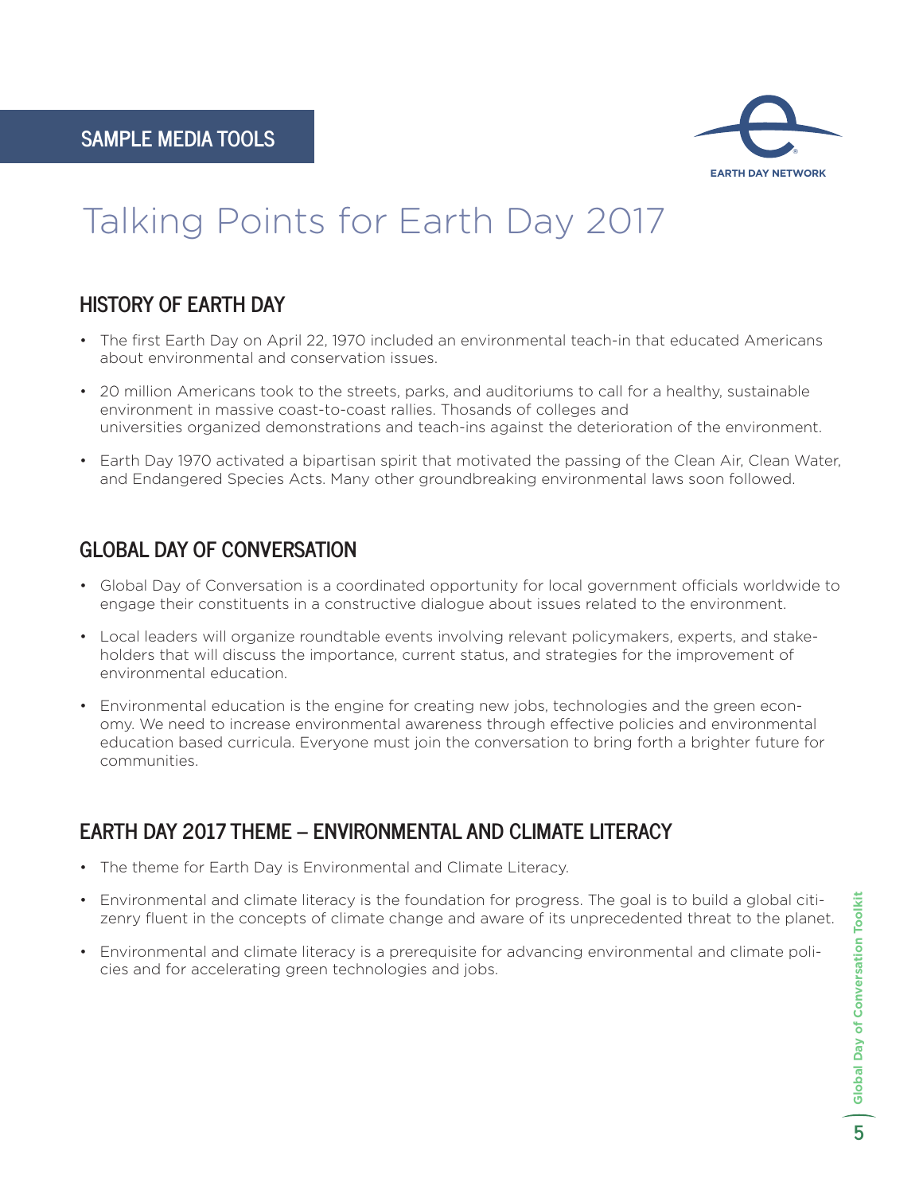SAMPLE MEDIA TOOLS

# Talking Points for Earth Day 2017

## HISTORY OF EARTH DAY

- The first Earth Day on April 22, 1970 included an environmental teach-in that educated Americans about environmental and conservation issues.
- 20 million Americans took to the streets, parks, and auditoriums to call for a healthy, sustainable environment in massive coast-to-coast rallies. Thosands of colleges and universities organized demonstrations and teach-ins against the deterioration of the environment.
- Earth Day 1970 activated a bipartisan spirit that motivated the passing of the Clean Air, Clean Water, and Endangered Species Acts. Many other groundbreaking environmental laws soon followed.

## GLOBAL DAY OF CONVERSATION

- Global Day of Conversation is a coordinated opportunity for local government officials worldwide to engage their constituents in a constructive dialogue about issues related to the environment.
- Local leaders will organize roundtable events involving relevant policymakers, experts, and stakeholders that will discuss the importance, current status, and strategies for the improvement of environmental education.
- Environmental education is the engine for creating new jobs, technologies and the green economy. We need to increase environmental awareness through effective policies and environmental education based curricula. Everyone must join the conversation to bring forth a brighter future for communities.

## EARTH DAY 2017 THEME – ENVIRONMENTAL AND CLIMATE LITERACY

- The theme for Earth Day is Environmental and Climate Literacy.
- Environmental and climate literacy is the foundation for progress. The goal is to build a global citizenry fluent in the concepts of climate change and aware of its unprecedented threat to the planet.
- Environmental and climate literacy is a prerequisite for advancing environmental and climate policies and for accelerating green technologies and jobs.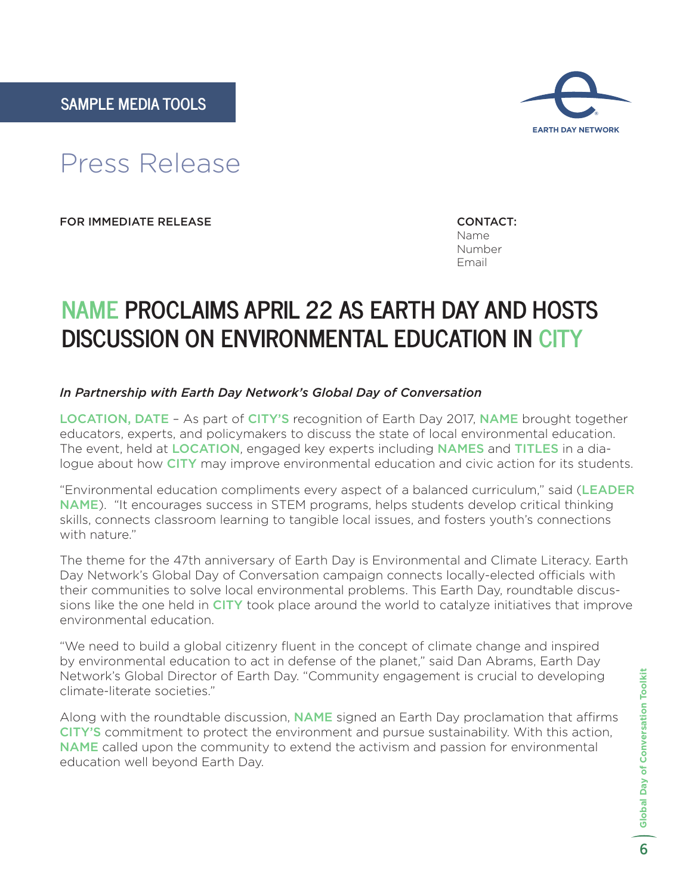SAMPLE MEDIA TOOLS

# Press Release

FOR IMMEDIATE RELEASE

CONTACT:
Name
Number
Email

## NAME PROCLAIMS APRIL 22 AS EARTH DAY AND HOSTS DISCUSSION ON ENVIRONMENTAL EDUCATION IN CITY

*In Partnership with Earth Day Network's Global Day of Conversation*

LOCATION, DATE – As part of CITY'S recognition of Earth Day 2017, NAME brought together educators, experts, and policymakers to discuss the state of local environmental education. The event, held at LOCATION, engaged key experts including NAMES and TITLES in a dialogue about how CITY may improve environmental education and civic action for its students.

"Environmental education compliments every aspect of a balanced curriculum," said (LEADER NAME). "It encourages success in STEM programs, helps students develop critical thinking skills, connects classroom learning to tangible local issues, and fosters youth's connections with nature."

The theme for the 47th anniversary of Earth Day is Environmental and Climate Literacy. Earth Day Network's Global Day of Conversation campaign connects locally-elected officials with their communities to solve local environmental problems. This Earth Day, roundtable discussions like the one held in CITY took place around the world to catalyze initiatives that improve environmental education.

"We need to build a global citizenry fluent in the concept of climate change and inspired by environmental education to act in defense of the planet," said Dan Abrams, Earth Day Network's Global Director of Earth Day. "Community engagement is crucial to developing climate-literate societies."

Along with the roundtable discussion, NAME signed an Earth Day proclamation that affirms CITY'S commitment to protect the environment and pursue sustainability. With this action, NAME called upon the community to extend the activism and passion for environmental education well beyond Earth Day.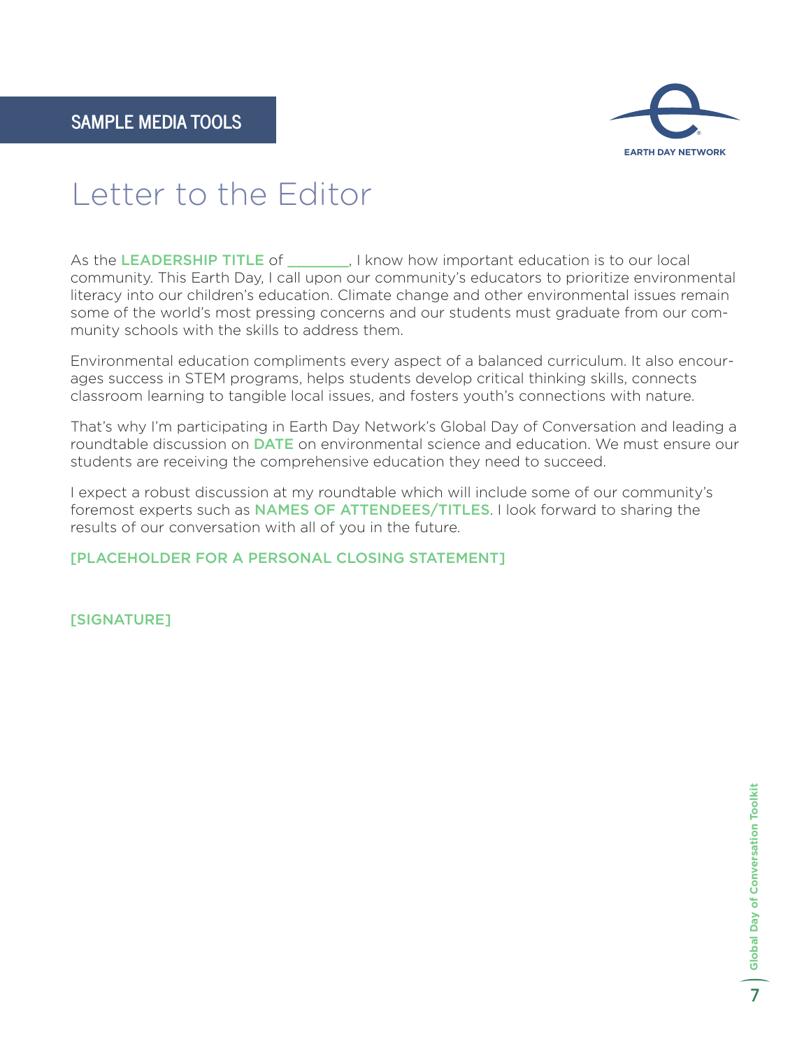SAMPLE MEDIA TOOLS

EARTH DAY NETWORK

# Letter to the Editor

As the LEADERSHIP TITLE of _______, I know how important education is to our local community. This Earth Day, I call upon our community's educators to prioritize environmental literacy into our children's education. Climate change and other environmental issues remain some of the world's most pressing concerns and our students must graduate from our community schools with the skills to address them.

Environmental education compliments every aspect of a balanced curriculum. It also encourages success in STEM programs, helps students develop critical thinking skills, connects classroom learning to tangible local issues, and fosters youth's connections with nature.

That's why I'm participating in Earth Day Network's Global Day of Conversation and leading a roundtable discussion on DATE on environmental science and education. We must ensure our students are receiving the comprehensive education they need to succeed.

I expect a robust discussion at my roundtable which will include some of our community's foremost experts such as NAMES OF ATTENDEES/TITLES. I look forward to sharing the results of our conversation with all of you in the future.

[PLACEHOLDER FOR A PERSONAL CLOSING STATEMENT]

[SIGNATURE]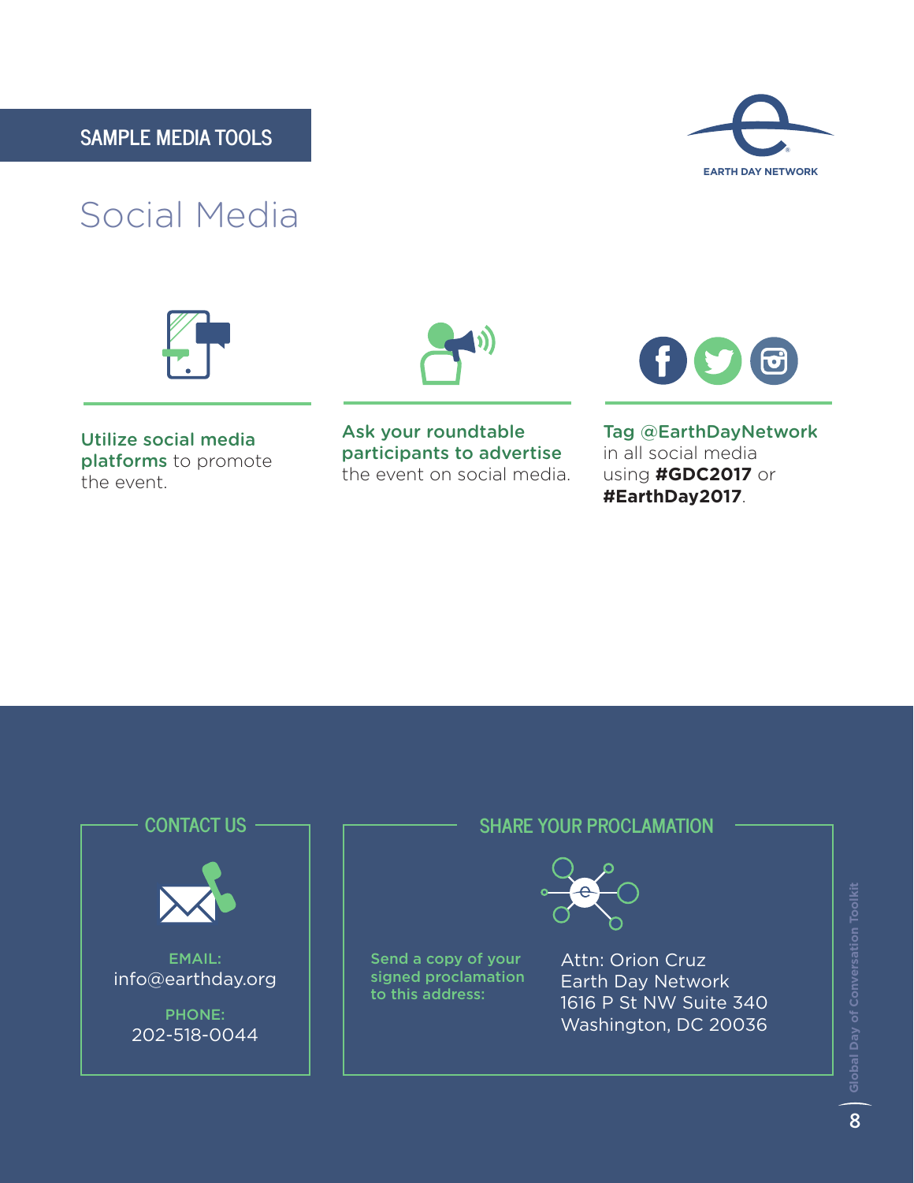## SAMPLE MEDIA TOOLS

EARTH DAY NETWORK

# Social Media

**Utilize social media platforms** to promote the event.

**Ask your roundtable participants to advertise** the event on social media.

**Tag @EarthDayNetwork** in all social media using **#GDC2017** or **#EarthDay2017**.

### CONTACT US

EMAIL:
info@earthday.org

PHONE:
202-518-0044

### SHARE YOUR PROCLAMATION

Send a copy of your signed proclamation to this address:

Attn: Orion Cruz
Earth Day Network
1616 P St NW Suite 340
Washington, DC 20036